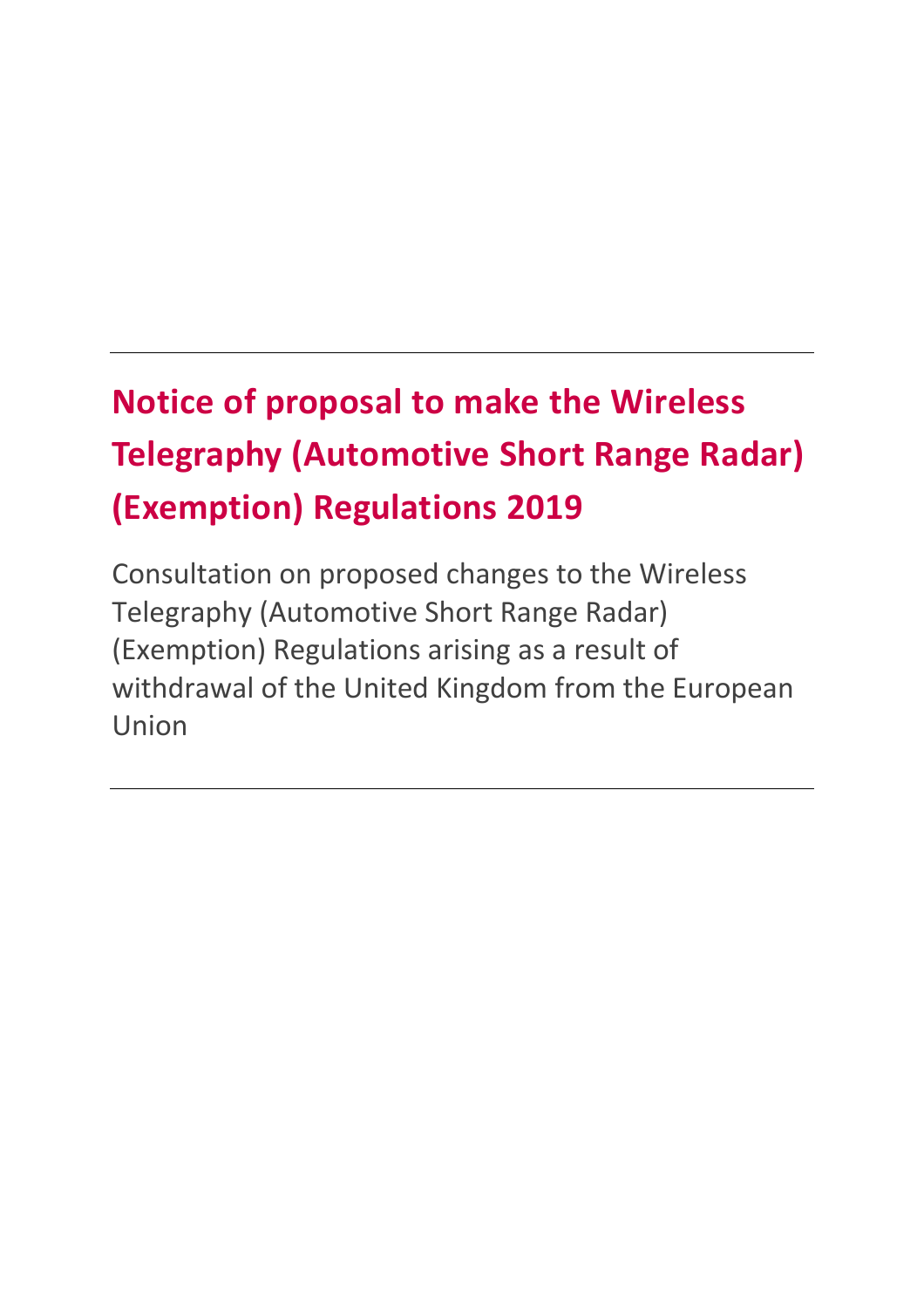# Notice of proposal to make the Wireless Telegraphy (Automotive Short Range Radar) (Exemption) Regulations 2019

Consultation on proposed changes to the Wireless Telegraphy (Automotive Short Range Radar) (Exemption) Regulations arising as a result of withdrawal of the United Kingdom from the European Union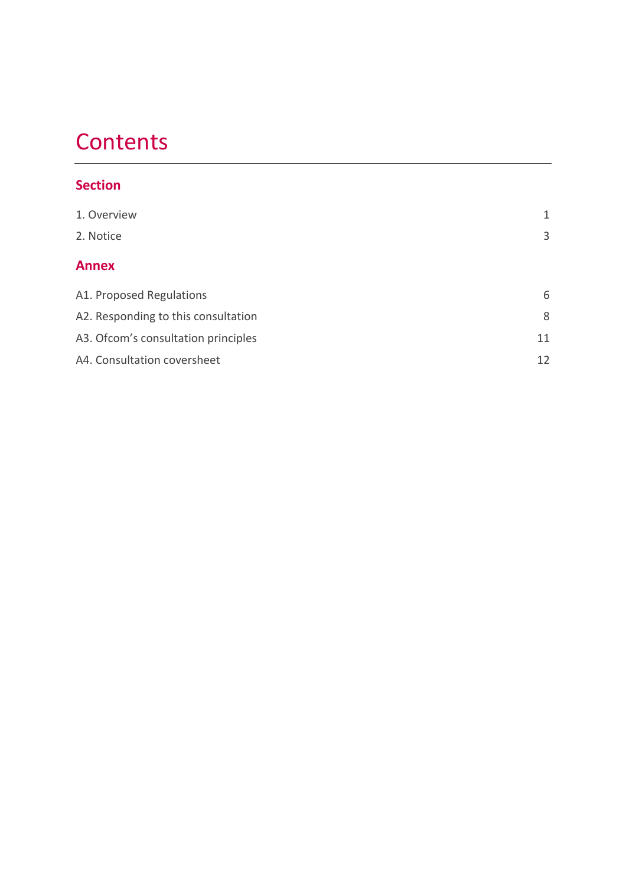# Contents

## Section

| | |
|---|---|
| 1. Overview | 1 |
| 2. Notice | 3 |

## Annex

| | |
|---|---|
| A1. Proposed Regulations | 6 |
| A2. Responding to this consultation | 8 |
| A3. Ofcom's consultation principles | 11 |
| A4. Consultation coversheet | 12 |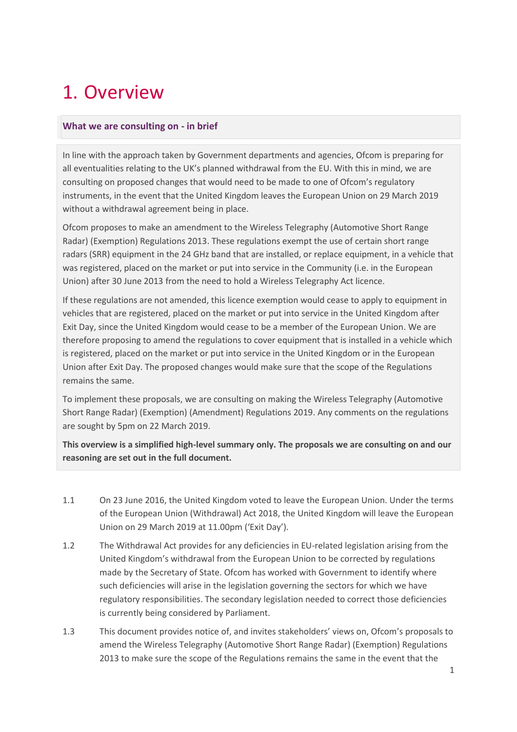# 1. Overview

**What we are consulting on - in brief**

In line with the approach taken by Government departments and agencies, Ofcom is preparing for all eventualities relating to the UK's planned withdrawal from the EU. With this in mind, we are consulting on proposed changes that would need to be made to one of Ofcom's regulatory instruments, in the event that the United Kingdom leaves the European Union on 29 March 2019 without a withdrawal agreement being in place.

Ofcom proposes to make an amendment to the Wireless Telegraphy (Automotive Short Range Radar) (Exemption) Regulations 2013. These regulations exempt the use of certain short range radars (SRR) equipment in the 24 GHz band that are installed, or replace equipment, in a vehicle that was registered, placed on the market or put into service in the Community (i.e. in the European Union) after 30 June 2013 from the need to hold a Wireless Telegraphy Act licence.

If these regulations are not amended, this licence exemption would cease to apply to equipment in vehicles that are registered, placed on the market or put into service in the United Kingdom after Exit Day, since the United Kingdom would cease to be a member of the European Union. We are therefore proposing to amend the regulations to cover equipment that is installed in a vehicle which is registered, placed on the market or put into service in the United Kingdom or in the European Union after Exit Day. The proposed changes would make sure that the scope of the Regulations remains the same.

To implement these proposals, we are consulting on making the Wireless Telegraphy (Automotive Short Range Radar) (Exemption) (Amendment) Regulations 2019. Any comments on the regulations are sought by 5pm on 22 March 2019.

**This overview is a simplified high-level summary only. The proposals we are consulting on and our reasoning are set out in the full document.**

1.1 On 23 June 2016, the United Kingdom voted to leave the European Union. Under the terms of the European Union (Withdrawal) Act 2018, the United Kingdom will leave the European Union on 29 March 2019 at 11.00pm ('Exit Day').

1.2 The Withdrawal Act provides for any deficiencies in EU-related legislation arising from the United Kingdom's withdrawal from the European Union to be corrected by regulations made by the Secretary of State. Ofcom has worked with Government to identify where such deficiencies will arise in the legislation governing the sectors for which we have regulatory responsibilities. The secondary legislation needed to correct those deficiencies is currently being considered by Parliament.

1.3 This document provides notice of, and invites stakeholders' views on, Ofcom's proposals to amend the Wireless Telegraphy (Automotive Short Range Radar) (Exemption) Regulations 2013 to make sure the scope of the Regulations remains the same in the event that the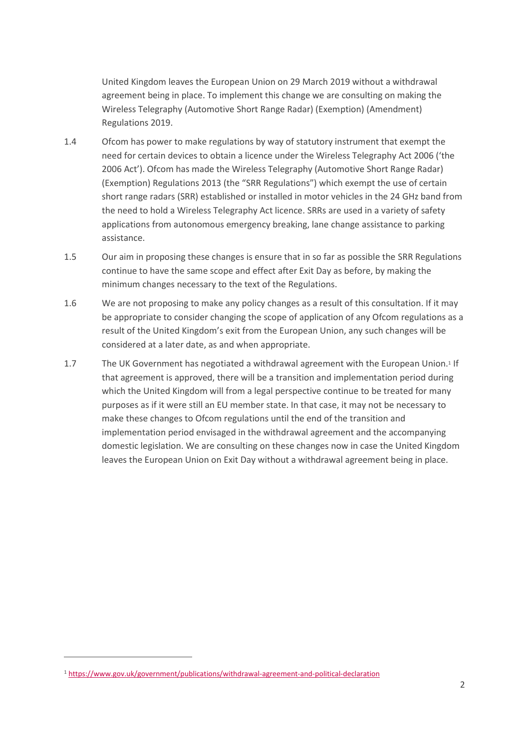United Kingdom leaves the European Union on 29 March 2019 without a withdrawal agreement being in place. To implement this change we are consulting on making the Wireless Telegraphy (Automotive Short Range Radar) (Exemption) (Amendment) Regulations 2019.

1.4 Ofcom has power to make regulations by way of statutory instrument that exempt the need for certain devices to obtain a licence under the Wireless Telegraphy Act 2006 ('the 2006 Act'). Ofcom has made the Wireless Telegraphy (Automotive Short Range Radar) (Exemption) Regulations 2013 (the "SRR Regulations") which exempt the use of certain short range radars (SRR) established or installed in motor vehicles in the 24 GHz band from the need to hold a Wireless Telegraphy Act licence. SRRs are used in a variety of safety applications from autonomous emergency breaking, lane change assistance to parking assistance.

1.5 Our aim in proposing these changes is ensure that in so far as possible the SRR Regulations continue to have the same scope and effect after Exit Day as before, by making the minimum changes necessary to the text of the Regulations.

1.6 We are not proposing to make any policy changes as a result of this consultation. If it may be appropriate to consider changing the scope of application of any Ofcom regulations as a result of the United Kingdom's exit from the European Union, any such changes will be considered at a later date, as and when appropriate.

1.7 The UK Government has negotiated a withdrawal agreement with the European Union.[1] If that agreement is approved, there will be a transition and implementation period during which the United Kingdom will from a legal perspective continue to be treated for many purposes as if it were still an EU member state. In that case, it may not be necessary to make these changes to Ofcom regulations until the end of the transition and implementation period envisaged in the withdrawal agreement and the accompanying domestic legislation. We are consulting on these changes now in case the United Kingdom leaves the European Union on Exit Day without a withdrawal agreement being in place.

[1] https://www.gov.uk/government/publications/withdrawal-agreement-and-political-declaration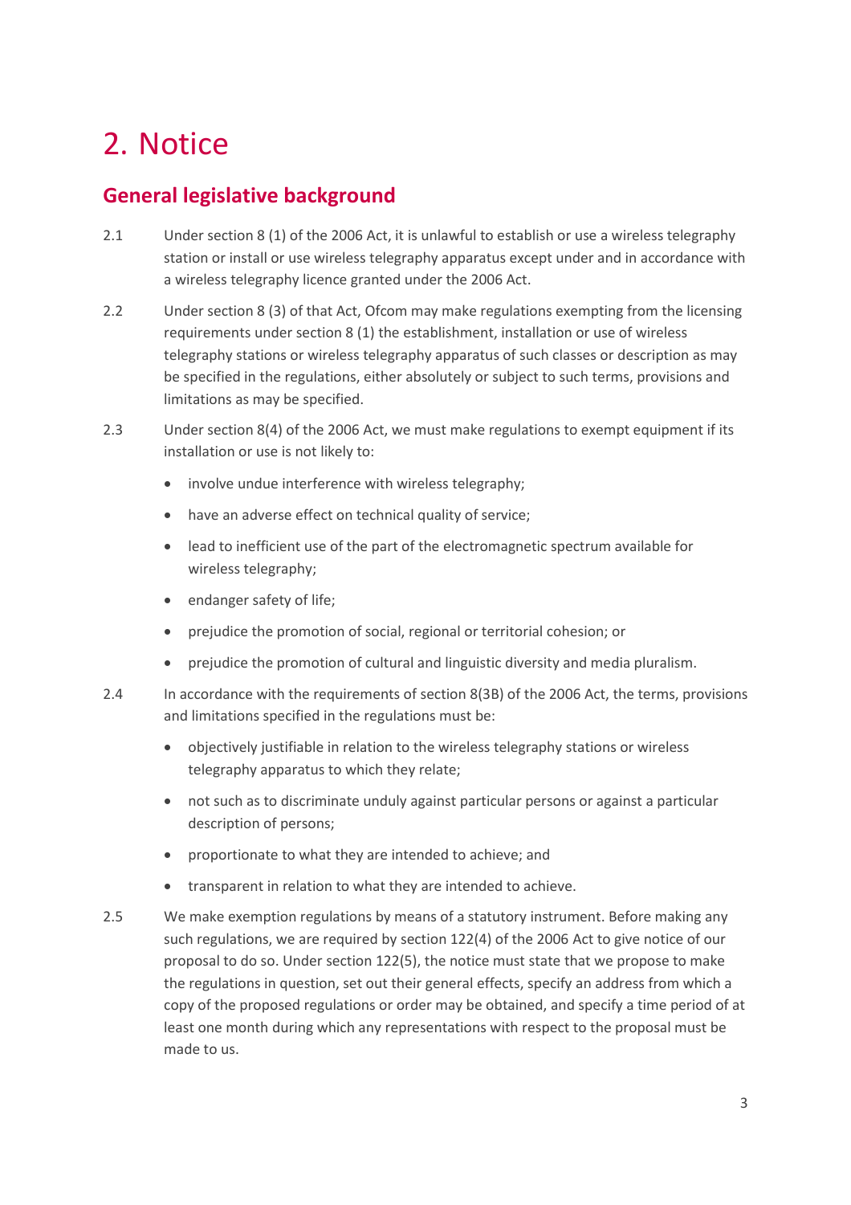# 2. Notice

## General legislative background

2.1 Under section 8 (1) of the 2006 Act, it is unlawful to establish or use a wireless telegraphy station or install or use wireless telegraphy apparatus except under and in accordance with a wireless telegraphy licence granted under the 2006 Act.

2.2 Under section 8 (3) of that Act, Ofcom may make regulations exempting from the licensing requirements under section 8 (1) the establishment, installation or use of wireless telegraphy stations or wireless telegraphy apparatus of such classes or description as may be specified in the regulations, either absolutely or subject to such terms, provisions and limitations as may be specified.

2.3 Under section 8(4) of the 2006 Act, we must make regulations to exempt equipment if its installation or use is not likely to:

- involve undue interference with wireless telegraphy;
- have an adverse effect on technical quality of service;
- lead to inefficient use of the part of the electromagnetic spectrum available for wireless telegraphy;
- endanger safety of life;
- prejudice the promotion of social, regional or territorial cohesion; or
- prejudice the promotion of cultural and linguistic diversity and media pluralism.

2.4 In accordance with the requirements of section 8(3B) of the 2006 Act, the terms, provisions and limitations specified in the regulations must be:

- objectively justifiable in relation to the wireless telegraphy stations or wireless telegraphy apparatus to which they relate;
- not such as to discriminate unduly against particular persons or against a particular description of persons;
- proportionate to what they are intended to achieve; and
- transparent in relation to what they are intended to achieve.

2.5 We make exemption regulations by means of a statutory instrument. Before making any such regulations, we are required by section 122(4) of the 2006 Act to give notice of our proposal to do so. Under section 122(5), the notice must state that we propose to make the regulations in question, set out their general effects, specify an address from which a copy of the proposed regulations or order may be obtained, and specify a time period of at least one month during which any representations with respect to the proposal must be made to us.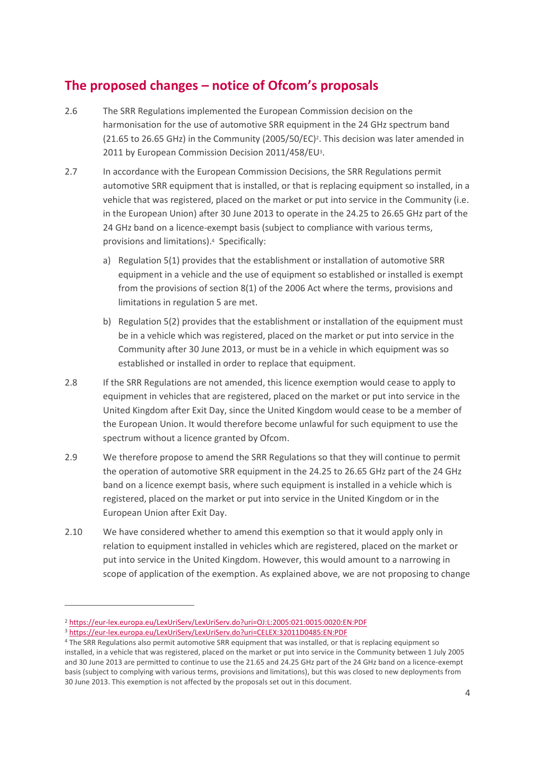## The proposed changes – notice of Ofcom's proposals

2.6 The SRR Regulations implemented the European Commission decision on the harmonisation for the use of automotive SRR equipment in the 24 GHz spectrum band (21.65 to 26.65 GHz) in the Community (2005/50/EC)[2]. This decision was later amended in 2011 by European Commission Decision 2011/458/EU[3].

2.7 In accordance with the European Commission Decisions, the SRR Regulations permit automotive SRR equipment that is installed, or that is replacing equipment so installed, in a vehicle that was registered, placed on the market or put into service in the Community (i.e. in the European Union) after 30 June 2013 to operate in the 24.25 to 26.65 GHz part of the 24 GHz band on a licence-exempt basis (subject to compliance with various terms, provisions and limitations).[4] Specifically:

a) Regulation 5(1) provides that the establishment or installation of automotive SRR equipment in a vehicle and the use of equipment so established or installed is exempt from the provisions of section 8(1) of the 2006 Act where the terms, provisions and limitations in regulation 5 are met.

b) Regulation 5(2) provides that the establishment or installation of the equipment must be in a vehicle which was registered, placed on the market or put into service in the Community after 30 June 2013, or must be in a vehicle in which equipment was so established or installed in order to replace that equipment.

2.8 If the SRR Regulations are not amended, this licence exemption would cease to apply to equipment in vehicles that are registered, placed on the market or put into service in the United Kingdom after Exit Day, since the United Kingdom would cease to be a member of the European Union. It would therefore become unlawful for such equipment to use the spectrum without a licence granted by Ofcom.

2.9 We therefore propose to amend the SRR Regulations so that they will continue to permit the operation of automotive SRR equipment in the 24.25 to 26.65 GHz part of the 24 GHz band on a licence exempt basis, where such equipment is installed in a vehicle which is registered, placed on the market or put into service in the United Kingdom or in the European Union after Exit Day.

2.10 We have considered whether to amend this exemption so that it would apply only in relation to equipment installed in vehicles which are registered, placed on the market or put into service in the United Kingdom. However, this would amount to a narrowing in scope of application of the exemption. As explained above, we are not proposing to change

---

[2] https://eur-lex.europa.eu/LexUriServ/LexUriServ.do?uri=OJ:L:2005:021:0015:0020:EN:PDF

[3] https://eur-lex.europa.eu/LexUriServ/LexUriServ.do?uri=CELEX:32011D0485:EN:PDF

[4] The SRR Regulations also permit automotive SRR equipment that was installed, or that is replacing equipment so installed, in a vehicle that was registered, placed on the market or put into service in the Community between 1 July 2005 and 30 June 2013 are permitted to continue to use the 21.65 and 24.25 GHz part of the 24 GHz band on a licence-exempt basis (subject to complying with various terms, provisions and limitations), but this was closed to new deployments from 30 June 2013. This exemption is not affected by the proposals set out in this document.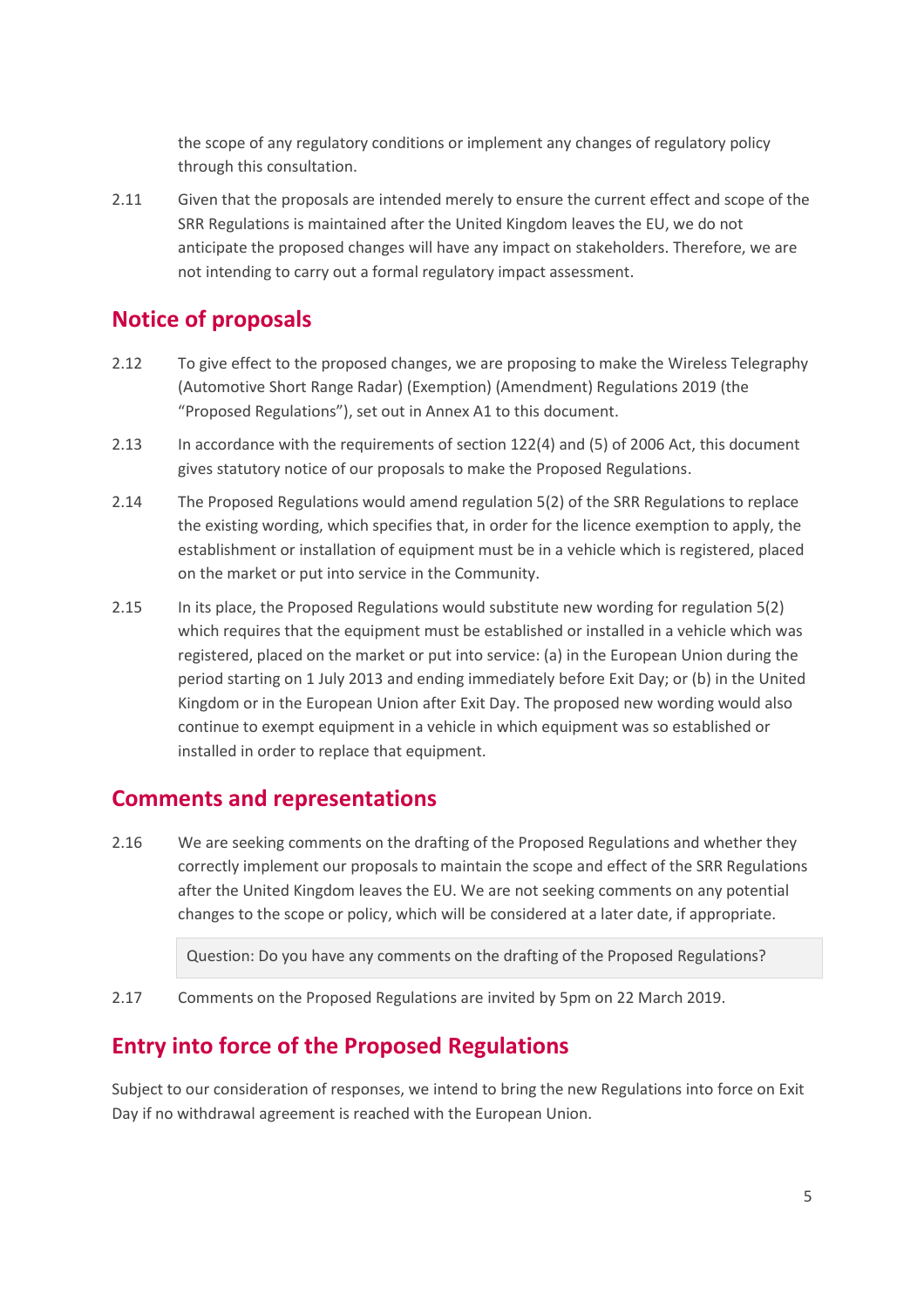the scope of any regulatory conditions or implement any changes of regulatory policy through this consultation.

2.11 Given that the proposals are intended merely to ensure the current effect and scope of the SRR Regulations is maintained after the United Kingdom leaves the EU, we do not anticipate the proposed changes will have any impact on stakeholders. Therefore, we are not intending to carry out a formal regulatory impact assessment.

## Notice of proposals

2.12 To give effect to the proposed changes, we are proposing to make the Wireless Telegraphy (Automotive Short Range Radar) (Exemption) (Amendment) Regulations 2019 (the "Proposed Regulations"), set out in Annex A1 to this document.

2.13 In accordance with the requirements of section 122(4) and (5) of 2006 Act, this document gives statutory notice of our proposals to make the Proposed Regulations.

2.14 The Proposed Regulations would amend regulation 5(2) of the SRR Regulations to replace the existing wording, which specifies that, in order for the licence exemption to apply, the establishment or installation of equipment must be in a vehicle which is registered, placed on the market or put into service in the Community.

2.15 In its place, the Proposed Regulations would substitute new wording for regulation 5(2) which requires that the equipment must be established or installed in a vehicle which was registered, placed on the market or put into service: (a) in the European Union during the period starting on 1 July 2013 and ending immediately before Exit Day; or (b) in the United Kingdom or in the European Union after Exit Day. The proposed new wording would also continue to exempt equipment in a vehicle in which equipment was so established or installed in order to replace that equipment.

## Comments and representations

2.16 We are seeking comments on the drafting of the Proposed Regulations and whether they correctly implement our proposals to maintain the scope and effect of the SRR Regulations after the United Kingdom leaves the EU. We are not seeking comments on any potential changes to the scope or policy, which will be considered at a later date, if appropriate.

> Question: Do you have any comments on the drafting of the Proposed Regulations?

2.17 Comments on the Proposed Regulations are invited by 5pm on 22 March 2019.

## Entry into force of the Proposed Regulations

Subject to our consideration of responses, we intend to bring the new Regulations into force on Exit Day if no withdrawal agreement is reached with the European Union.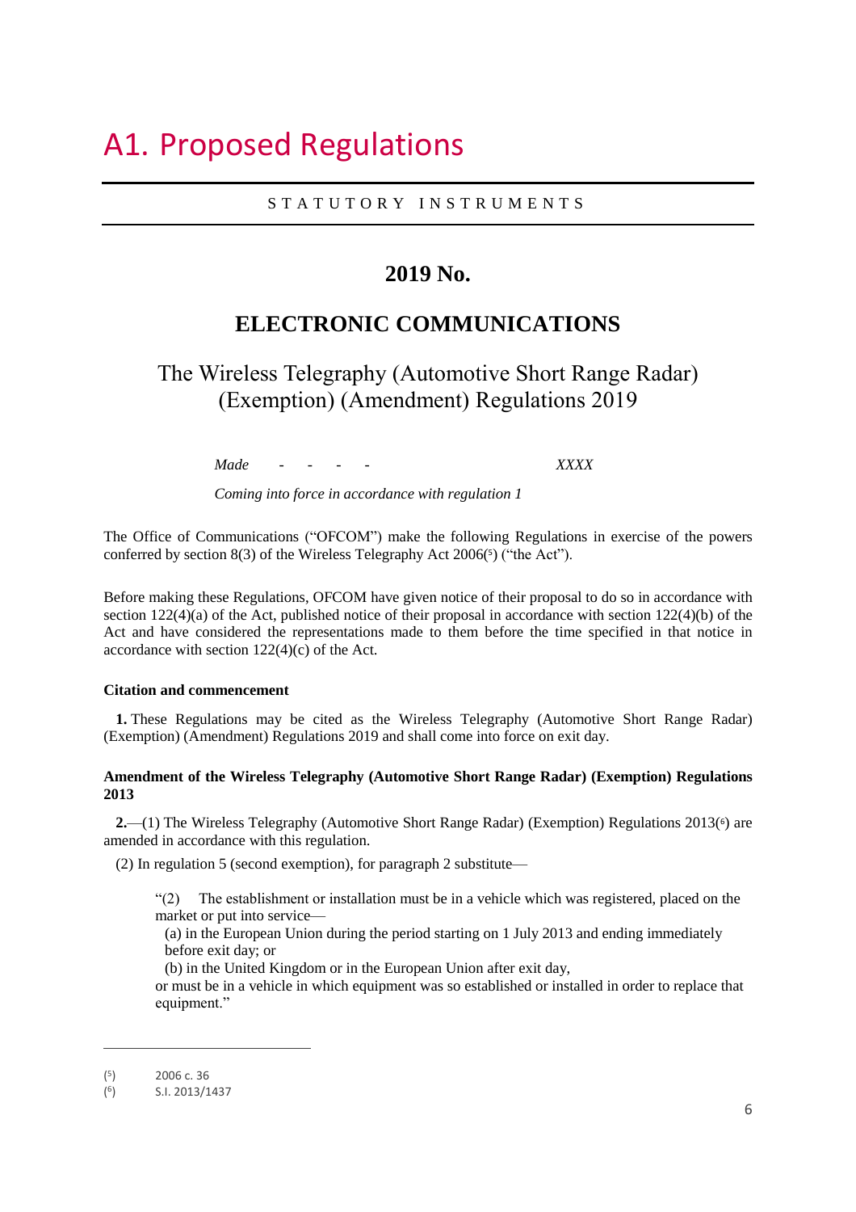# A1. Proposed Regulations

STATUTORY INSTRUMENTS

## 2019 No.

## ELECTRONIC COMMUNICATIONS

### The Wireless Telegraphy (Automotive Short Range Radar) (Exemption) (Amendment) Regulations 2019

*Made - - - -* *XXXX*

*Coming into force in accordance with regulation 1*

The Office of Communications ("OFCOM") make the following Regulations in exercise of the powers conferred by section 8(3) of the Wireless Telegraphy Act 2006([5]) ("the Act").

Before making these Regulations, OFCOM have given notice of their proposal to do so in accordance with section 122(4)(a) of the Act, published notice of their proposal in accordance with section 122(4)(b) of the Act and have considered the representations made to them before the time specified in that notice in accordance with section 122(4)(c) of the Act.

**Citation and commencement**

**1.** These Regulations may be cited as the Wireless Telegraphy (Automotive Short Range Radar) (Exemption) (Amendment) Regulations 2019 and shall come into force on exit day.

**Amendment of the Wireless Telegraphy (Automotive Short Range Radar) (Exemption) Regulations 2013**

**2.**—(1) The Wireless Telegraphy (Automotive Short Range Radar) (Exemption) Regulations 2013([6]) are amended in accordance with this regulation.

(2) In regulation 5 (second exemption), for paragraph 2 substitute—

"(2) The establishment or installation must be in a vehicle which was registered, placed on the market or put into service—

(a) in the European Union during the period starting on 1 July 2013 and ending immediately before exit day; or

(b) in the United Kingdom or in the European Union after exit day,

or must be in a vehicle in which equipment was so established or installed in order to replace that equipment."

---

([5]) 2006 c. 36

([6]) S.I. 2013/1437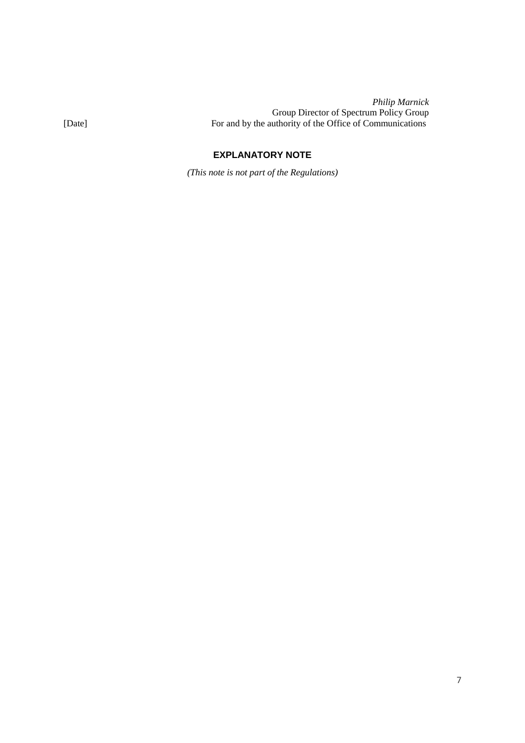*Philip Marnick*
Group Director of Spectrum Policy Group
For and by the authority of the Office of Communications

[Date]

## EXPLANATORY NOTE

*(This note is not part of the Regulations)*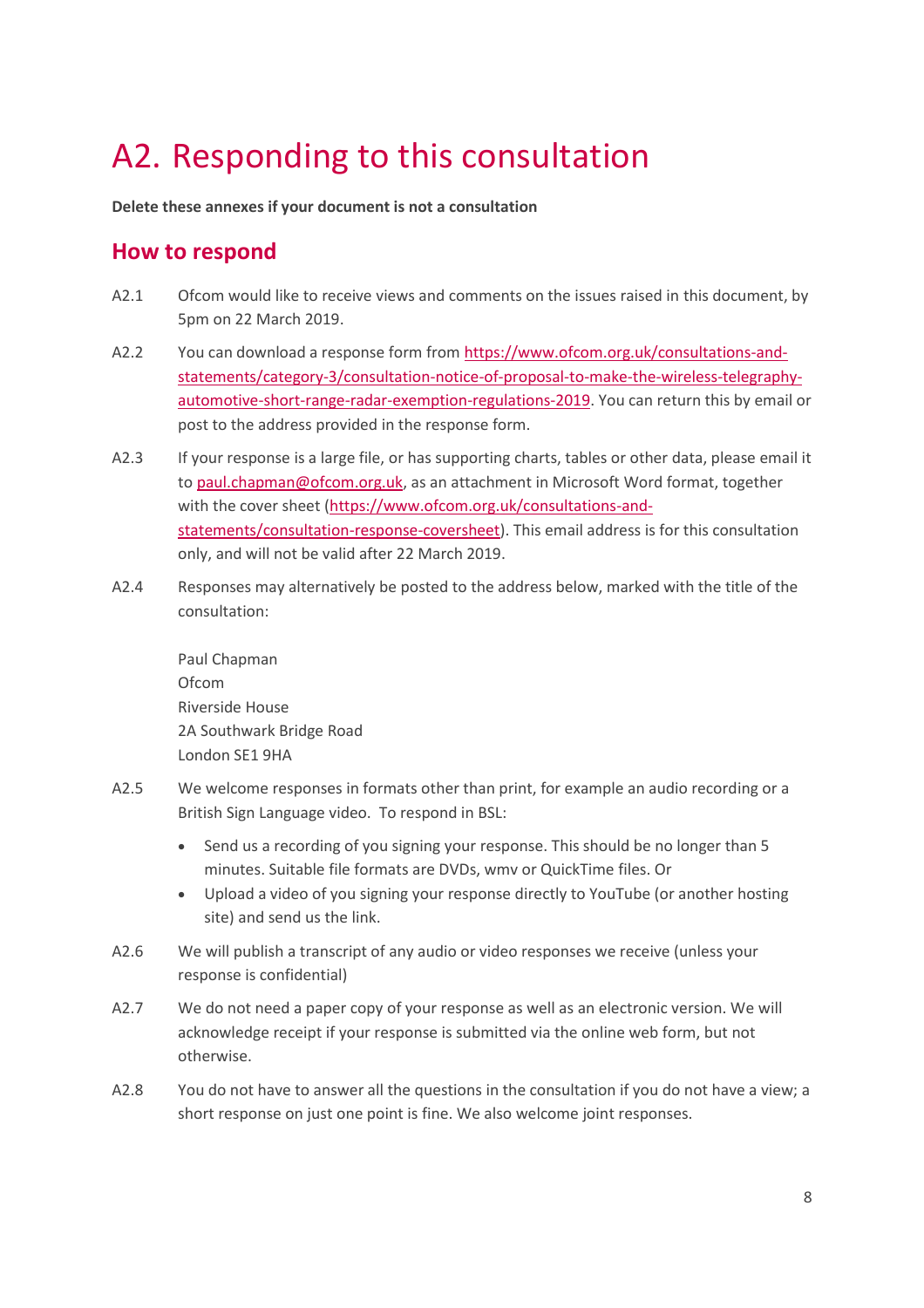# A2. Responding to this consultation

**Delete these annexes if your document is not a consultation**

## How to respond

A2.1 Ofcom would like to receive views and comments on the issues raised in this document, by 5pm on 22 March 2019.

A2.2 You can download a response form from [https://www.ofcom.org.uk/consultations-and-statements/category-3/consultation-notice-of-proposal-to-make-the-wireless-telegraphy-automotive-short-range-radar-exemption-regulations-2019](https://www.ofcom.org.uk/consultations-and-statements/category-3/consultation-notice-of-proposal-to-make-the-wireless-telegraphy-automotive-short-range-radar-exemption-regulations-2019). You can return this by email or post to the address provided in the response form.

A2.3 If your response is a large file, or has supporting charts, tables or other data, please email it to [paul.chapman@ofcom.org.uk](mailto:paul.chapman@ofcom.org.uk), as an attachment in Microsoft Word format, together with the cover sheet ([https://www.ofcom.org.uk/consultations-and-statements/consultation-response-coversheet](https://www.ofcom.org.uk/consultations-and-statements/consultation-response-coversheet)). This email address is for this consultation only, and will not be valid after 22 March 2019.

A2.4 Responses may alternatively be posted to the address below, marked with the title of the consultation:

Paul Chapman
Ofcom
Riverside House
2A Southwark Bridge Road
London SE1 9HA

A2.5 We welcome responses in formats other than print, for example an audio recording or a British Sign Language video. To respond in BSL:

- Send us a recording of you signing your response. This should be no longer than 5 minutes. Suitable file formats are DVDs, wmv or QuickTime files. Or
- Upload a video of you signing your response directly to YouTube (or another hosting site) and send us the link.

A2.6 We will publish a transcript of any audio or video responses we receive (unless your response is confidential)

A2.7 We do not need a paper copy of your response as well as an electronic version. We will acknowledge receipt if your response is submitted via the online web form, but not otherwise.

A2.8 You do not have to answer all the questions in the consultation if you do not have a view; a short response on just one point is fine. We also welcome joint responses.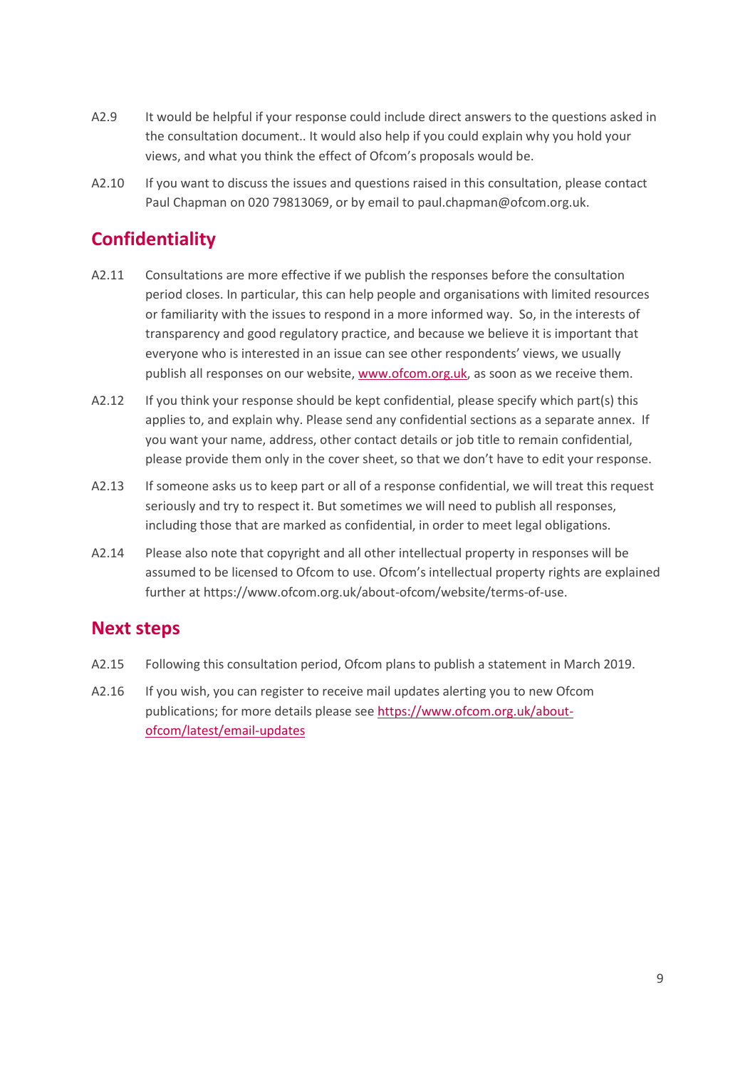A2.9 It would be helpful if your response could include direct answers to the questions asked in the consultation document.. It would also help if you could explain why you hold your views, and what you think the effect of Ofcom's proposals would be.

A2.10 If you want to discuss the issues and questions raised in this consultation, please contact Paul Chapman on 020 79813069, or by email to paul.chapman@ofcom.org.uk.

## Confidentiality

A2.11 Consultations are more effective if we publish the responses before the consultation period closes. In particular, this can help people and organisations with limited resources or familiarity with the issues to respond in a more informed way. So, in the interests of transparency and good regulatory practice, and because we believe it is important that everyone who is interested in an issue can see other respondents' views, we usually publish all responses on our website, [www.ofcom.org.uk](www.ofcom.org.uk), as soon as we receive them.

A2.12 If you think your response should be kept confidential, please specify which part(s) this applies to, and explain why. Please send any confidential sections as a separate annex. If you want your name, address, other contact details or job title to remain confidential, please provide them only in the cover sheet, so that we don't have to edit your response.

A2.13 If someone asks us to keep part or all of a response confidential, we will treat this request seriously and try to respect it. But sometimes we will need to publish all responses, including those that are marked as confidential, in order to meet legal obligations.

A2.14 Please also note that copyright and all other intellectual property in responses will be assumed to be licensed to Ofcom to use. Ofcom's intellectual property rights are explained further at https://www.ofcom.org.uk/about-ofcom/website/terms-of-use.

## Next steps

A2.15 Following this consultation period, Ofcom plans to publish a statement in March 2019.

A2.16 If you wish, you can register to receive mail updates alerting you to new Ofcom publications; for more details please see [https://www.ofcom.org.uk/about-ofcom/latest/email-updates](https://www.ofcom.org.uk/about-ofcom/latest/email-updates)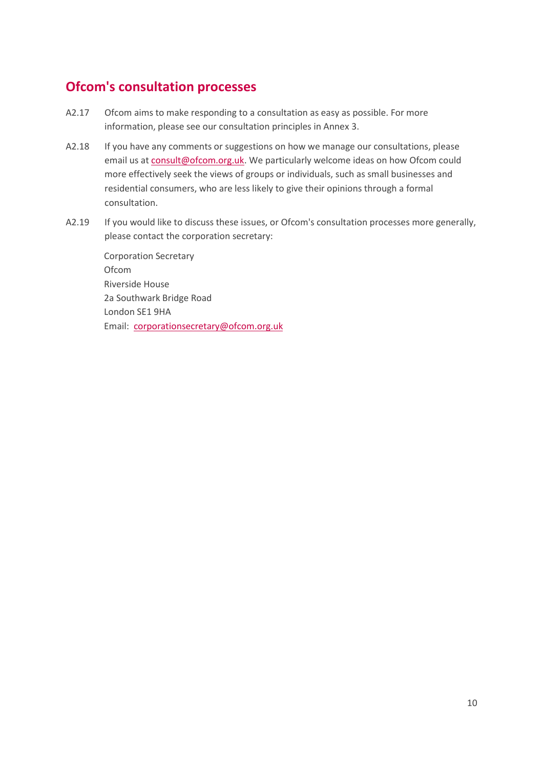## Ofcom's consultation processes

A2.17 Ofcom aims to make responding to a consultation as easy as possible. For more information, please see our consultation principles in Annex 3.

A2.18 If you have any comments or suggestions on how we manage our consultations, please email us at consult@ofcom.org.uk. We particularly welcome ideas on how Ofcom could more effectively seek the views of groups or individuals, such as small businesses and residential consumers, who are less likely to give their opinions through a formal consultation.

A2.19 If you would like to discuss these issues, or Ofcom's consultation processes more generally, please contact the corporation secretary:

Corporation Secretary
Ofcom
Riverside House
2a Southwark Bridge Road
London SE1 9HA
Email: corporationsecretary@ofcom.org.uk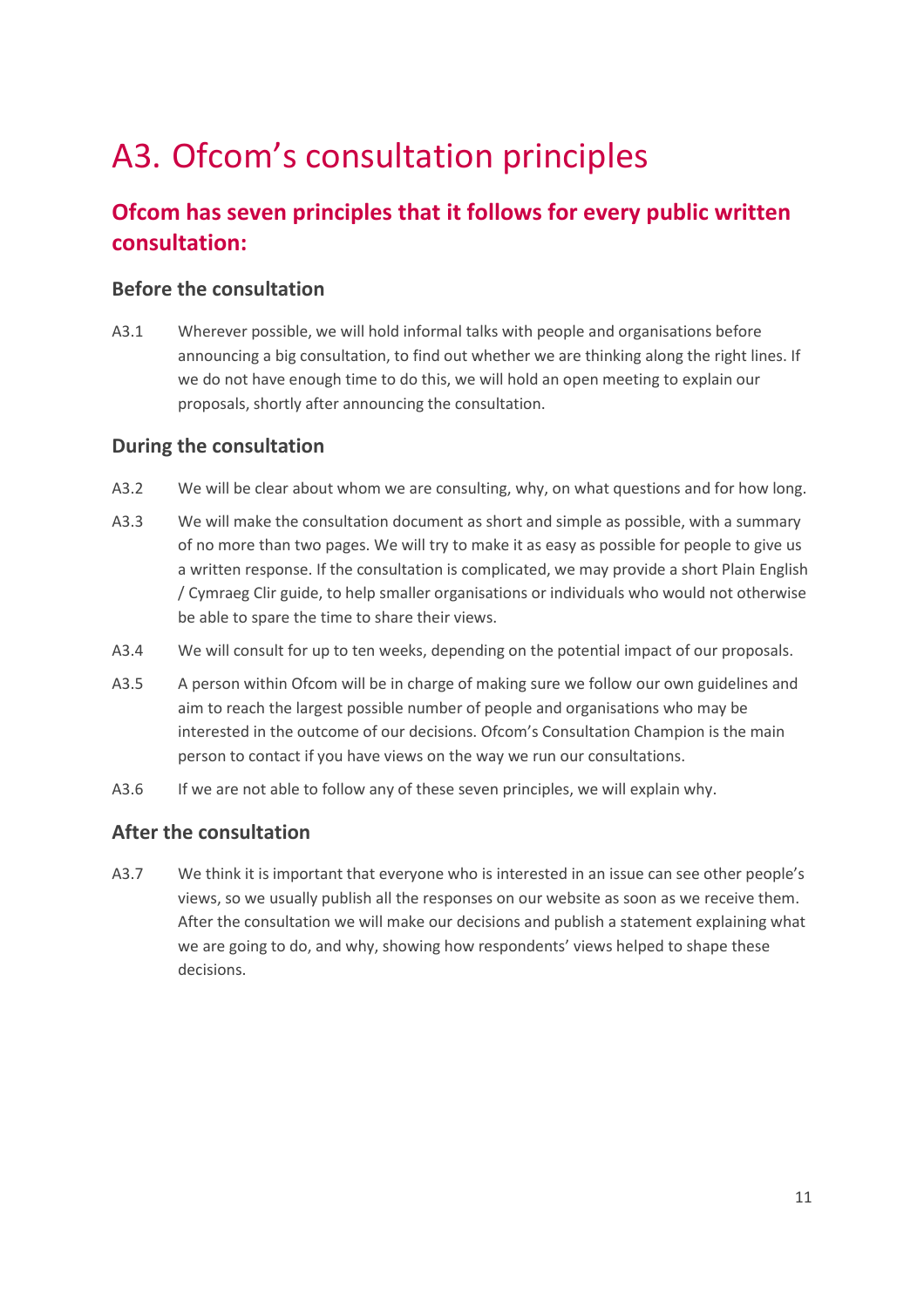# A3. Ofcom's consultation principles

## Ofcom has seven principles that it follows for every public written consultation:

### Before the consultation

A3.1 Wherever possible, we will hold informal talks with people and organisations before announcing a big consultation, to find out whether we are thinking along the right lines. If we do not have enough time to do this, we will hold an open meeting to explain our proposals, shortly after announcing the consultation.

### During the consultation

A3.2 We will be clear about whom we are consulting, why, on what questions and for how long.

A3.3 We will make the consultation document as short and simple as possible, with a summary of no more than two pages. We will try to make it as easy as possible for people to give us a written response. If the consultation is complicated, we may provide a short Plain English / Cymraeg Clir guide, to help smaller organisations or individuals who would not otherwise be able to spare the time to share their views.

A3.4 We will consult for up to ten weeks, depending on the potential impact of our proposals.

A3.5 A person within Ofcom will be in charge of making sure we follow our own guidelines and aim to reach the largest possible number of people and organisations who may be interested in the outcome of our decisions. Ofcom's Consultation Champion is the main person to contact if you have views on the way we run our consultations.

A3.6 If we are not able to follow any of these seven principles, we will explain why.

### After the consultation

A3.7 We think it is important that everyone who is interested in an issue can see other people's views, so we usually publish all the responses on our website as soon as we receive them. After the consultation we will make our decisions and publish a statement explaining what we are going to do, and why, showing how respondents' views helped to shape these decisions.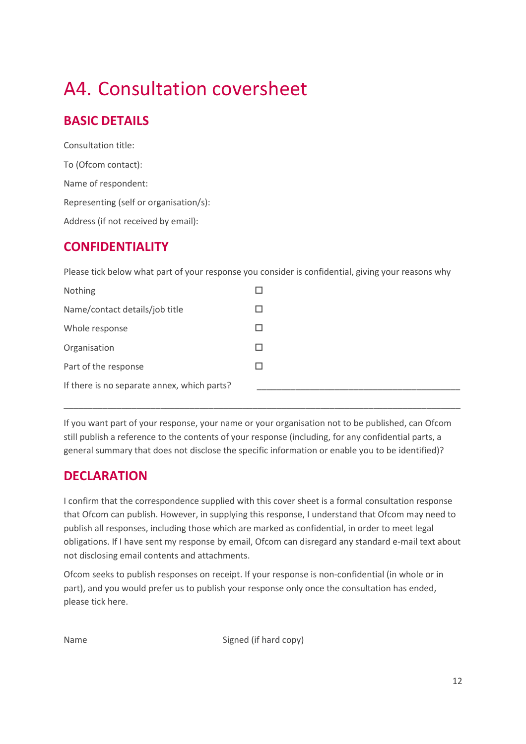# A4. Consultation coversheet

## BASIC DETAILS

Consultation title:

To (Ofcom contact):

Name of respondent:

Representing (self or organisation/s):

Address (if not received by email):

## CONFIDENTIALITY

Please tick below what part of your response you consider is confidential, giving your reasons why

| | |
|---|---|
| Nothing | ☐ |
| Name/contact details/job title | ☐ |
| Whole response | ☐ |
| Organisation | ☐ |
| Part of the response | ☐ |
| If there is no separate annex, which parts? | ___________________________________________ |

_____________________________________________________________________________________

If you want part of your response, your name or your organisation not to be published, can Ofcom still publish a reference to the contents of your response (including, for any confidential parts, a general summary that does not disclose the specific information or enable you to be identified)?

## DECLARATION

I confirm that the correspondence supplied with this cover sheet is a formal consultation response that Ofcom can publish. However, in supplying this response, I understand that Ofcom may need to publish all responses, including those which are marked as confidential, in order to meet legal obligations. If I have sent my response by email, Ofcom can disregard any standard e-mail text about not disclosing email contents and attachments.

Ofcom seeks to publish responses on receipt. If your response is non-confidential (in whole or in part), and you would prefer us to publish your response only once the consultation has ended, please tick here.

Name                                        Signed (if hard copy)